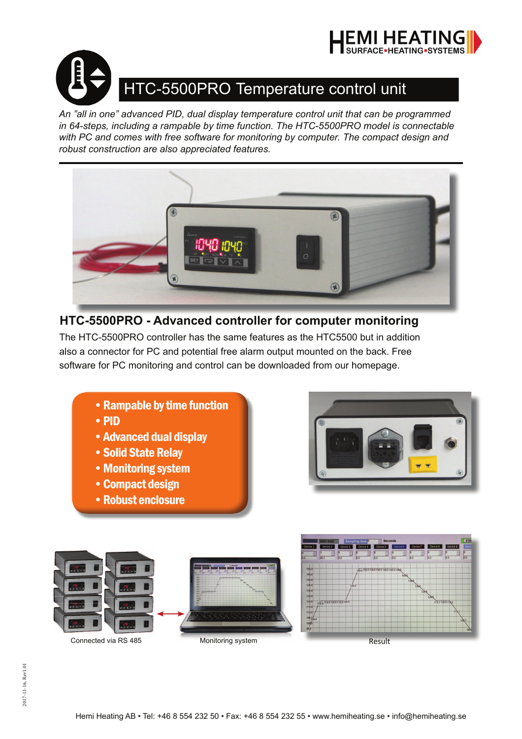HEMI HEATING
SURFACE•HEATING•SYSTEMS

# HTC-5500PRO Temperature control unit

*An "all in one" advanced PID, dual display temperature control unit that can be programmed in 64-steps, including a rampable by time function. The HTC-5500PRO model is connectable with PC and comes with free software for monitoring by computer. The compact design and robust construction are also appreciated features.*

## HTC-5500PRO - Advanced controller for computer monitoring

The HTC-5500PRO controller has the same features as the HTC5500 but in addition also a connector for PC and potential free alarm output mounted on the back. Free software for PC monitoring and control can be downloaded from our homepage.

- **Rampable by time function**
- **PID**
- **Advanced dual display**
- **Solid State Relay**
- **Monitoring system**
- **Compact design**
- **Robust enclosure**

Connected via RS 485

Monitoring system

Result

2017-11-16, Rev1.01

Hemi Heating AB • Tel: +46 8 554 232 50 • Fax: +46 8 554 232 55 • www.hemiheating.se • info@hemiheating.se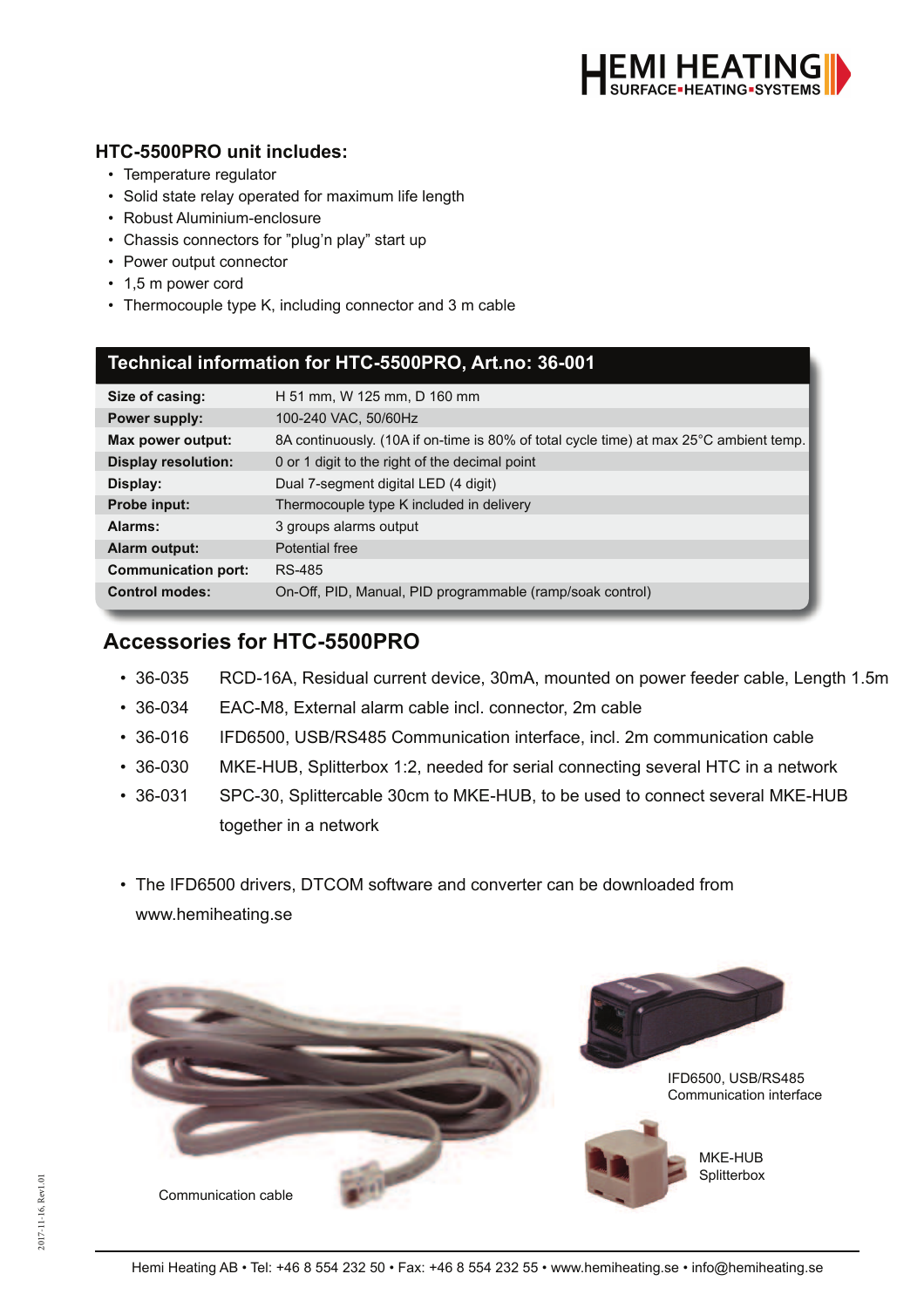## HTC-5500PRO unit includes:

- Temperature regulator
- Solid state relay operated for maximum life length
- Robust Aluminium-enclosure
- Chassis connectors for ”plug'n play” start up
- Power output connector
- 1,5 m power cord
- Thermocouple type K, including connector and 3 m cable

| Technical information for HTC-5500PRO, Art.no: 36-001 | |
|---|---|
| **Size of casing:** | H 51 mm, W 125 mm, D 160 mm |
| **Power supply:** | 100-240 VAC, 50/60Hz |
| **Max power output:** | 8A continuously. (10A if on-time is 80% of total cycle time) at max 25°C ambient temp. |
| **Display resolution:** | 0 or 1 digit to the right of the decimal point |
| **Display:** | Dual 7-segment digital LED (4 digit) |
| **Probe input:** | Thermocouple type K included in delivery |
| **Alarms:** | 3 groups alarms output |
| **Alarm output:** | Potential free |
| **Communication port:** | RS-485 |
| **Control modes:** | On-Off, PID, Manual, PID programmable (ramp/soak control) |

## Accessories for HTC-5500PRO

- 36-035 RCD-16A, Residual current device, 30mA, mounted on power feeder cable, Length 1.5m
- 36-034 EAC-M8, External alarm cable incl. connector, 2m cable
- 36-016 IFD6500, USB/RS485 Communication interface, incl. 2m communication cable
- 36-030 MKE-HUB, Splitterbox 1:2, needed for serial connecting several HTC in a network
- 36-031 SPC-30, Splittercable 30cm to MKE-HUB, to be used to connect several MKE-HUB together in a network

- The IFD6500 drivers, DTCOM software and converter can be downloaded from www.hemiheating.se

Communication cable

IFD6500, USB/RS485 Communication interface

MKE-HUB Splitterbox

Hemi Heating AB • Tel: +46 8 554 232 50 • Fax: +46 8 554 232 55 • www.hemiheating.se • info@hemiheating.se